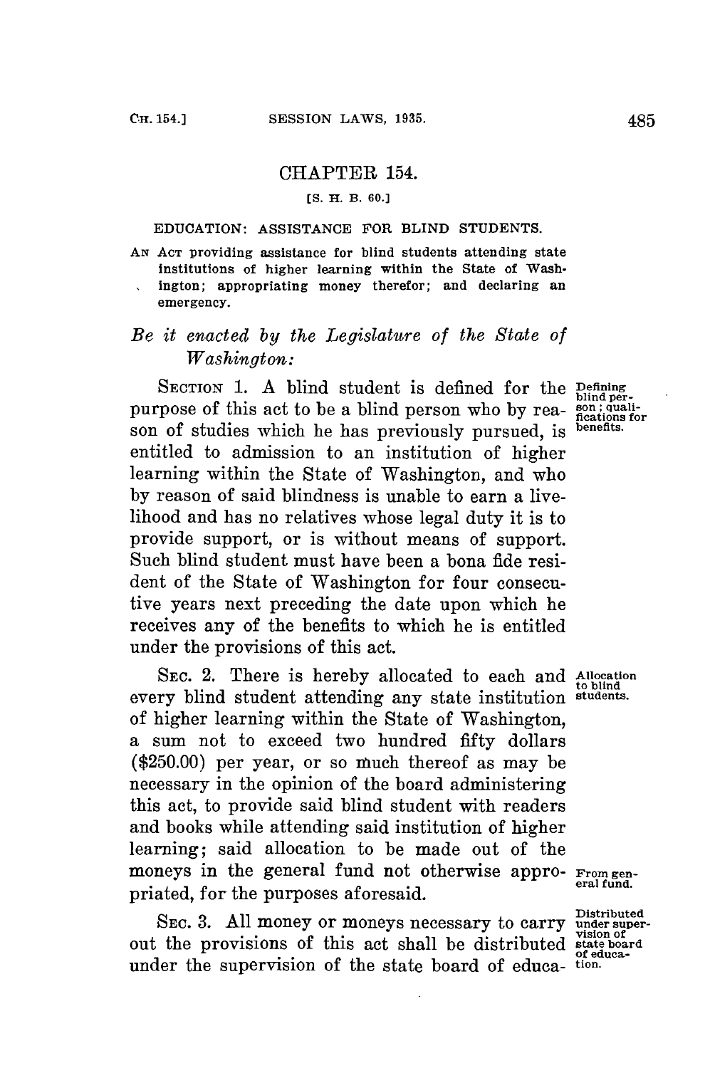# CHAPTER 154.

[S. H. B. 60.]

## EDUCATION: ASSISTANCE FOR BLIND STUDENTS.

AN ACT providing assistance for blind students attending state institutions of higher learning within the State of Washington; appropriating money therefor; and declaring an emergency.

*Be it enacted by the Legislature of the State of Washington:*

SECTION 1. A blind student is defined for the purpose of this act to be a blind person who by reason of studies which he has previously pursued, is entitled to admission to an institution of higher learning within the State of Washington, and who by reason of said blindness is unable to earn a livelihood and has no relatives whose legal duty it is to provide support, or is without means of support. Such blind student must have been a bona fide resident of the State of Washington for four consecutive years next preceding the date upon which he receives any of the benefits to which he is entitled under the provisions of this act.

*Defining blind person; qualifications for benefits.*

SEC. 2. There is hereby allocated to each and every blind student attending any state institution of higher learning within the State of Washington, a sum not to exceed two hundred fifty dollars ($250.00) per year, or so much thereof as may be necessary in the opinion of the board administering this act, to provide said blind student with readers and books while attending said institution of higher learning; said allocation to be made out of the moneys in the general fund not otherwise appropriated, for the purposes aforesaid.

*Allocation to blind students.*

*From general fund.*

SEC. 3. All money or moneys necessary to carry out the provisions of this act shall be distributed under the supervision of the state board of educa-

*Distributed under supervision of state board of education.*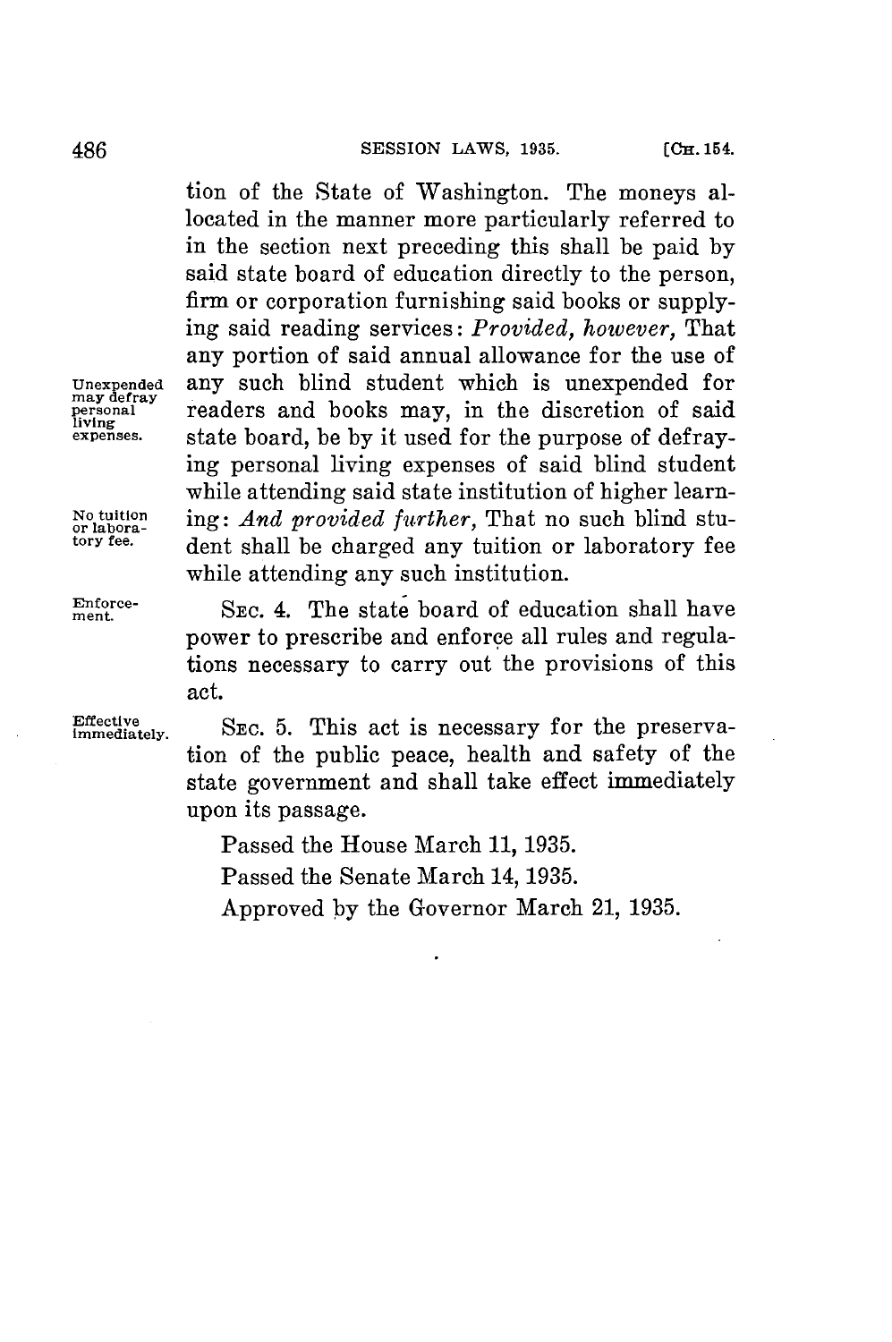tion of the State of Washington. The moneys allocated in the manner more particularly referred to in the section next preceding this shall be paid by said state board of education directly to the person, firm or corporation furnishing said books or supplying said reading services: *Provided, however,* That any portion of said annual allowance for the use of any such blind student which is unexpended for readers and books may, in the discretion of said state board, be by it used for the purpose of defraying personal living expenses of said blind student while attending said state institution of higher learning: *And provided further,* That no such blind student shall be charged any tuition or laboratory fee while attending any such institution.

Unexpended may defray personal living expenses.

No tuition or laboratory fee.

Enforcement.

SEC. 4. The state board of education shall have power to prescribe and enforce all rules and regulations necessary to carry out the provisions of this act.

Effective immediately.

SEC. 5. This act is necessary for the preservation of the public peace, health and safety of the state government and shall take effect immediately upon its passage.

Passed the House March 11, 1935.

Passed the Senate March 14, 1935.

Approved by the Governor March 21, 1935.